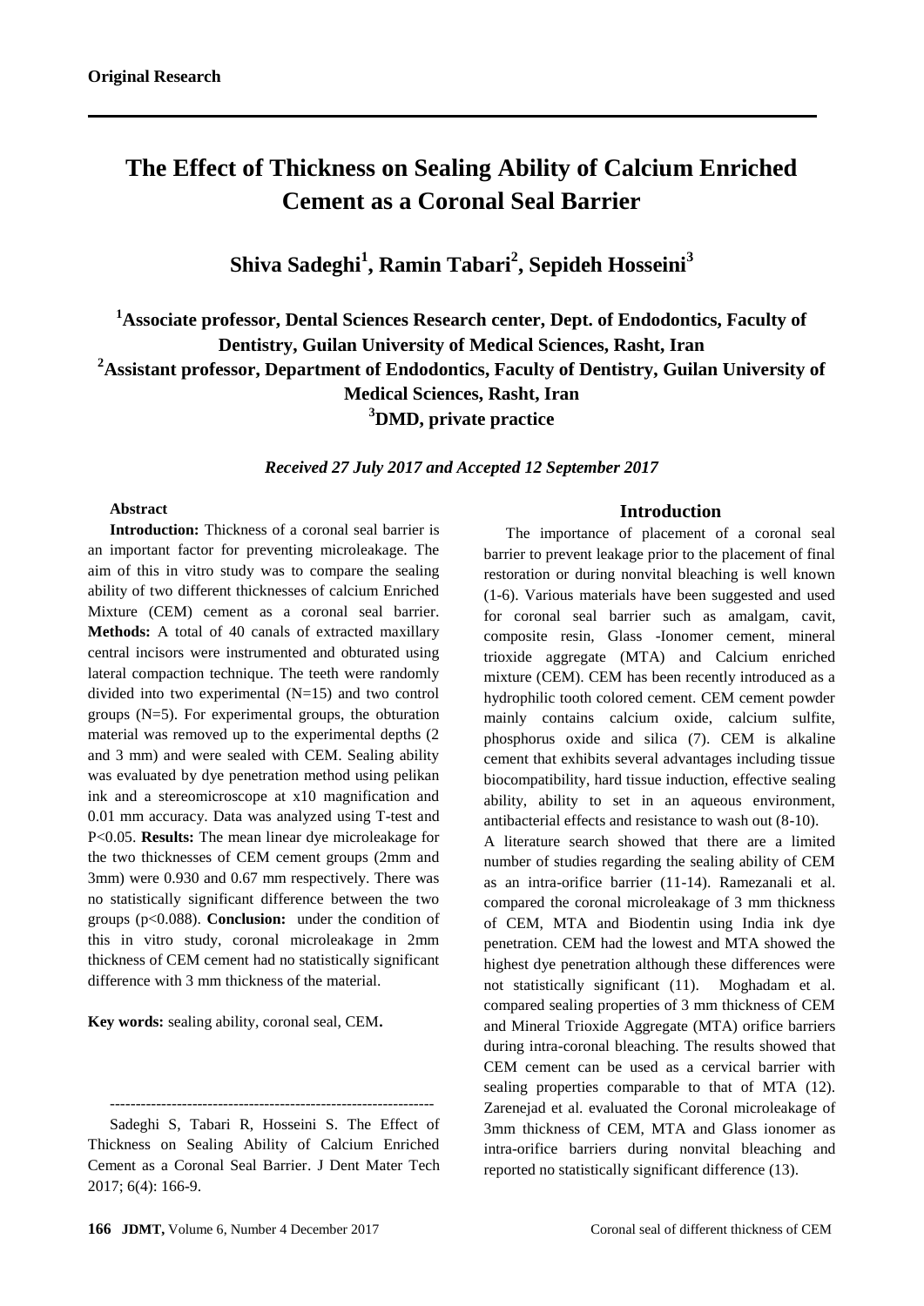**Original Research**

# The Effect of Thickness on Sealing Ability of Calcium Enriched Cement as a Coronal Seal Barrier

**Shiva Sadeghi[1], Ramin Tabari[2], Sepideh Hosseini[3]**

**[1]Associate professor, Dental Sciences Research center, Dept. of Endodontics, Faculty of Dentistry, Guilan University of Medical Sciences, Rasht, Iran**
**[2]Assistant professor, Department of Endodontics, Faculty of Dentistry, Guilan University of Medical Sciences, Rasht, Iran**
**[3]DMD, private practice**

***Received 27 July 2017 and Accepted 12 September 2017***

### Abstract

**Introduction:** Thickness of a coronal seal barrier is an important factor for preventing microleakage. The aim of this in vitro study was to compare the sealing ability of two different thicknesses of calcium Enriched Mixture (CEM) cement as a coronal seal barrier. **Methods:** A total of 40 canals of extracted maxillary central incisors were instrumented and obturated using lateral compaction technique. The teeth were randomly divided into two experimental (N=15) and two control groups (N=5). For experimental groups, the obturation material was removed up to the experimental depths (2 and 3 mm) and were sealed with CEM. Sealing ability was evaluated by dye penetration method using pelikan ink and a stereomicroscope at x10 magnification and 0.01 mm accuracy. Data was analyzed using T-test and P<0.05. **Results:** The mean linear dye microleakage for the two thicknesses of CEM cement groups (2mm and 3mm) were 0.930 and 0.67 mm respectively. There was no statistically significant difference between the two groups (p<0.088). **Conclusion:** under the condition of this in vitro study, coronal microleakage in 2mm thickness of CEM cement had no statistically significant difference with 3 mm thickness of the material.

**Key words:** sealing ability, coronal seal, CEM**.**

---------------------------------------------------------------

Sadeghi S, Tabari R, Hosseini S. The Effect of Thickness on Sealing Ability of Calcium Enriched Cement as a Coronal Seal Barrier. J Dent Mater Tech 2017; 6(4): 166-9.

## Introduction

The importance of placement of a coronal seal barrier to prevent leakage prior to the placement of final restoration or during nonvital bleaching is well known (1-6). Various materials have been suggested and used for coronal seal barrier such as amalgam, cavit, composite resin, Glass -Ionomer cement, mineral trioxide aggregate (MTA) and Calcium enriched mixture (CEM). CEM has been recently introduced as a hydrophilic tooth colored cement. CEM cement powder mainly contains calcium oxide, calcium sulfite, phosphorus oxide and silica (7). CEM is alkaline cement that exhibits several advantages including tissue biocompatibility, hard tissue induction, effective sealing ability, ability to set in an aqueous environment, antibacterial effects and resistance to wash out (8-10).

A literature search showed that there are a limited number of studies regarding the sealing ability of CEM as an intra-orifice barrier (11-14). Ramezanali et al. compared the coronal microleakage of 3 mm thickness of CEM, MTA and Biodentin using India ink dye penetration. CEM had the lowest and MTA showed the highest dye penetration although these differences were not statistically significant (11). Moghadam et al. compared sealing properties of 3 mm thickness of CEM and Mineral Trioxide Aggregate (MTA) orifice barriers during intra-coronal bleaching. The results showed that CEM cement can be used as a cervical barrier with sealing properties comparable to that of MTA (12). Zarenejad et al. evaluated the Coronal microleakage of 3mm thickness of CEM, MTA and Glass ionomer as intra-orifice barriers during nonvital bleaching and reported no statistically significant difference (13).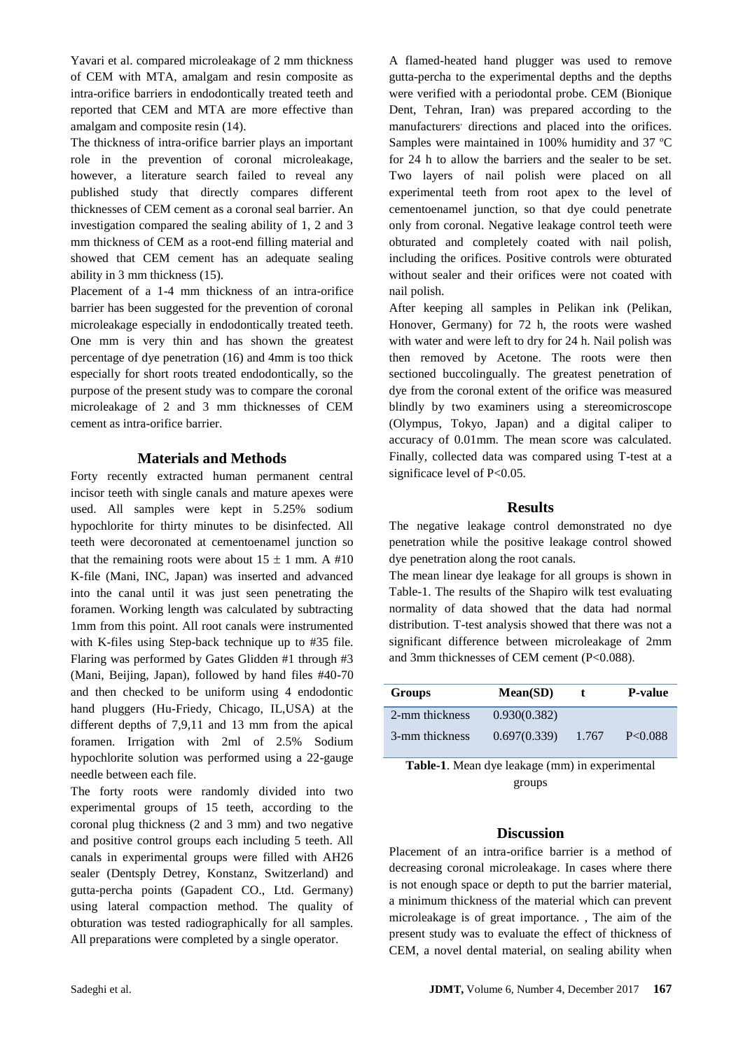Yavari et al. compared microleakage of 2 mm thickness of CEM with MTA, amalgam and resin composite as intra-orifice barriers in endodontically treated teeth and reported that CEM and MTA are more effective than amalgam and composite resin (14).

The thickness of intra-orifice barrier plays an important role in the prevention of coronal microleakage, however, a literature search failed to reveal any published study that directly compares different thicknesses of CEM cement as a coronal seal barrier. An investigation compared the sealing ability of 1, 2 and 3 mm thickness of CEM as a root-end filling material and showed that CEM cement has an adequate sealing ability in 3 mm thickness (15).

Placement of a 1-4 mm thickness of an intra-orifice barrier has been suggested for the prevention of coronal microleakage especially in endodontically treated teeth. One mm is very thin and has shown the greatest percentage of dye penetration (16) and 4mm is too thick especially for short roots treated endodontically, so the purpose of the present study was to compare the coronal microleakage of 2 and 3 mm thicknesses of CEM cement as intra-orifice barrier.

## Materials and Methods

Forty recently extracted human permanent central incisor teeth with single canals and mature apexes were used. All samples were kept in 5.25% sodium hypochlorite for thirty minutes to be disinfected. All teeth were decoronated at cementoenamel junction so that the remaining roots were about 15 ± 1 mm. A #10 K-file (Mani, INC, Japan) was inserted and advanced into the canal until it was just seen penetrating the foramen. Working length was calculated by subtracting 1mm from this point. All root canals were instrumented with K-files using Step-back technique up to #35 file. Flaring was performed by Gates Glidden #1 through #3 (Mani, Beijing, Japan), followed by hand files #40-70 and then checked to be uniform using 4 endodontic hand pluggers (Hu-Friedy, Chicago, IL,USA) at the different depths of 7,9,11 and 13 mm from the apical foramen. Irrigation with 2ml of 2.5% Sodium hypochlorite solution was performed using a 22-gauge needle between each file.

The forty roots were randomly divided into two experimental groups of 15 teeth, according to the coronal plug thickness (2 and 3 mm) and two negative and positive control groups each including 5 teeth. All canals in experimental groups were filled with AH26 sealer (Dentsply Detrey, Konstanz, Switzerland) and gutta-percha points (Gapadent CO., Ltd. Germany) using lateral compaction method. The quality of obturation was tested radiographically for all samples. All preparations were completed by a single operator.

A flamed-heated hand plugger was used to remove gutta-percha to the experimental depths and the depths were verified with a periodontal probe. CEM (Bionique Dent, Tehran, Iran) was prepared according to the manufacturers' directions and placed into the orifices. Samples were maintained in 100% humidity and 37 ºC for 24 h to allow the barriers and the sealer to be set. Two layers of nail polish were placed on all experimental teeth from root apex to the level of cementoenamel junction, so that dye could penetrate only from coronal. Negative leakage control teeth were obturated and completely coated with nail polish, including the orifices. Positive controls were obturated without sealer and their orifices were not coated with nail polish.

After keeping all samples in Pelikan ink (Pelikan, Honover, Germany) for 72 h, the roots were washed with water and were left to dry for 24 h. Nail polish was then removed by Acetone. The roots were then sectioned buccolingually. The greatest penetration of dye from the coronal extent of the orifice was measured blindly by two examiners using a stereomicroscope (Olympus, Tokyo, Japan) and a digital caliper to accuracy of 0.01mm. The mean score was calculated. Finally, collected data was compared using T-test at a significace level of $P<0.05$.

## Results

The negative leakage control demonstrated no dye penetration while the positive leakage control showed dye penetration along the root canals.

The mean linear dye leakage for all groups is shown in Table-1. The results of the Shapiro wilk test evaluating normality of data showed that the data had normal distribution. T-test analysis showed that there was not a significant difference between microleakage of 2mm and 3mm thicknesses of CEM cement ($P<0.088$).

| Groups | Mean(SD) | t | P-value |
|---|---|---|---|
| 2-mm thickness | 0.930(0.382) | | |
| 3-mm thickness | 0.697(0.339) | 1.767 | P<0.088 |

**Table-1**. Mean dye leakage (mm) in experimental groups

## Discussion

Placement of an intra-orifice barrier is a method of decreasing coronal microleakage. In cases where there is not enough space or depth to put the barrier material, a minimum thickness of the material which can prevent microleakage is of great importance. , The aim of the present study was to evaluate the effect of thickness of CEM, a novel dental material, on sealing ability when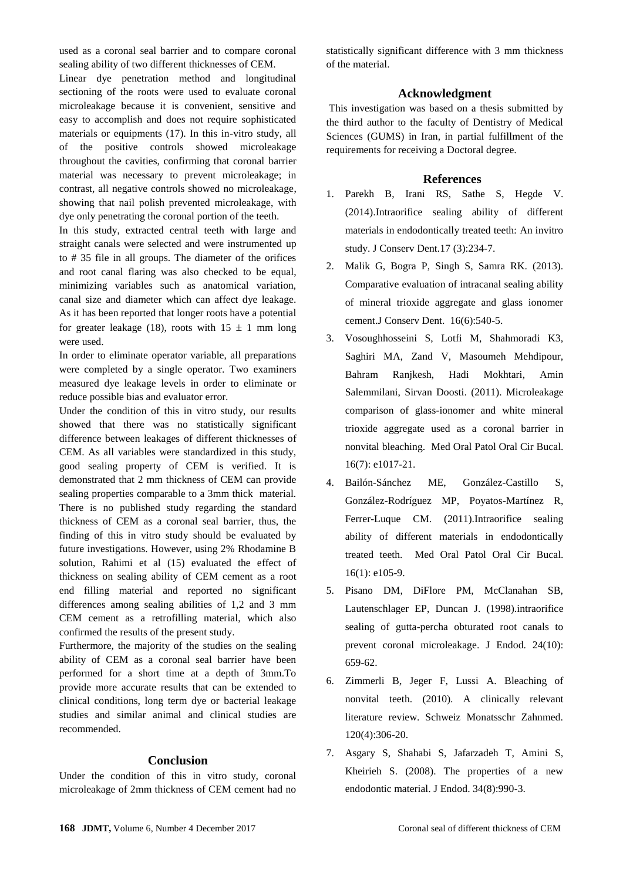used as a coronal seal barrier and to compare coronal sealing ability of two different thicknesses of CEM.

Linear dye penetration method and longitudinal sectioning of the roots were used to evaluate coronal microleakage because it is convenient, sensitive and easy to accomplish and does not require sophisticated materials or equipments (17). In this in-vitro study, all of the positive controls showed microleakage throughout the cavities, confirming that coronal barrier material was necessary to prevent microleakage; in contrast, all negative controls showed no microleakage, showing that nail polish prevented microleakage, with dye only penetrating the coronal portion of the teeth.

In this study, extracted central teeth with large and straight canals were selected and were instrumented up to # 35 file in all groups. The diameter of the orifices and root canal flaring was also checked to be equal, minimizing variables such as anatomical variation, canal size and diameter which can affect dye leakage. As it has been reported that longer roots have a potential for greater leakage (18), roots with $15 \pm 1$ mm long were used.

In order to eliminate operator variable, all preparations were completed by a single operator. Two examiners measured dye leakage levels in order to eliminate or reduce possible bias and evaluator error.

Under the condition of this in vitro study, our results showed that there was no statistically significant difference between leakages of different thicknesses of CEM. As all variables were standardized in this study, good sealing property of CEM is verified. It is demonstrated that 2 mm thickness of CEM can provide sealing properties comparable to a 3mm thick material. There is no published study regarding the standard thickness of CEM as a coronal seal barrier, thus, the finding of this in vitro study should be evaluated by future investigations. However, using 2% Rhodamine B solution, Rahimi et al (15) evaluated the effect of thickness on sealing ability of CEM cement as a root end filling material and reported no significant differences among sealing abilities of 1,2 and 3 mm CEM cement as a retrofilling material, which also confirmed the results of the present study.

Furthermore, the majority of the studies on the sealing ability of CEM as a coronal seal barrier have been performed for a short time at a depth of 3mm.To provide more accurate results that can be extended to clinical conditions, long term dye or bacterial leakage studies and similar animal and clinical studies are recommended.

## Conclusion

Under the condition of this in vitro study, coronal microleakage of 2mm thickness of CEM cement had no statistically significant difference with 3 mm thickness of the material.

## Acknowledgment

This investigation was based on a thesis submitted by the third author to the faculty of Dentistry of Medical Sciences (GUMS) in Iran, in partial fulfillment of the requirements for receiving a Doctoral degree.

## References

1. Parekh B, Irani RS, Sathe S, Hegde V. (2014).Intraorifice sealing ability of different materials in endodontically treated teeth: An invitro study. J Conserv Dent.17 (3):234-7.
2. Malik G, Bogra P, Singh S, Samra RK. (2013). Comparative evaluation of intracanal sealing ability of mineral trioxide aggregate and glass ionomer cement.J Conserv Dent. 16(6):540-5.
3. Vosoughhosseini S, Lotfi M, Shahmoradi K3, Saghiri MA, Zand V, Masoumeh Mehdipour, Bahram Ranjkesh, Hadi Mokhtari, Amin Salemmilani, Sirvan Doosti. (2011). Microleakage comparison of glass-ionomer and white mineral trioxide aggregate used as a coronal barrier in nonvital bleaching. Med Oral Patol Oral Cir Bucal. 16(7): e1017-21.
4. Bailón-Sánchez ME, González-Castillo S, González-Rodríguez MP, Poyatos-Martínez R, Ferrer-Luque CM. (2011).Intraorifice sealing ability of different materials in endodontically treated teeth. Med Oral Patol Oral Cir Bucal. 16(1): e105-9.
5. Pisano DM, DiFlore PM, McClanahan SB, Lautenschlager EP, Duncan J. (1998).intraorifice sealing of gutta-percha obturated root canals to prevent coronal microleakage. J Endod. 24(10): 659-62.
6. Zimmerli B, Jeger F, Lussi A. Bleaching of nonvital teeth. (2010). A clinically relevant literature review. Schweiz Monatsschr Zahnmed. 120(4):306-20.
7. Asgary S, Shahabi S, Jafarzadeh T, Amini S, Kheirieh S. (2008). The properties of a new endodontic material. J Endod. 34(8):990-3.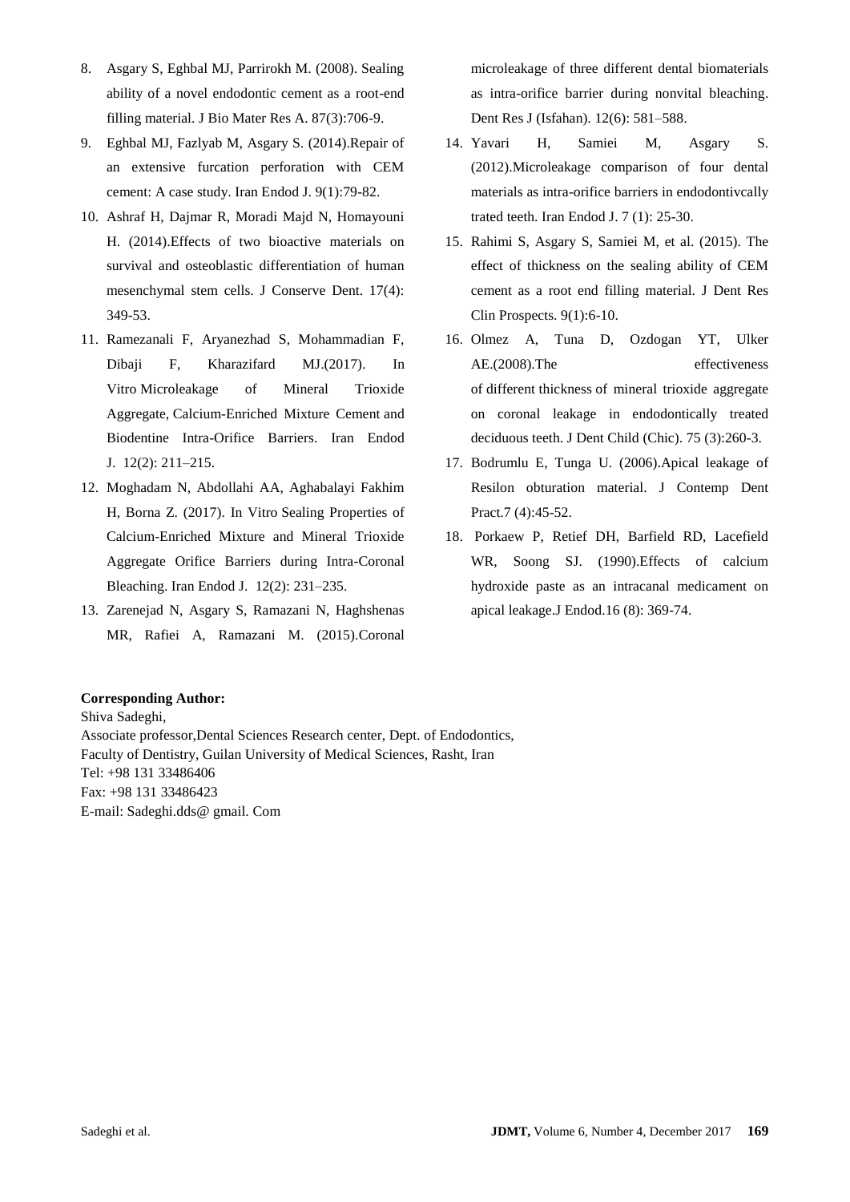8. Asgary S, Eghbal MJ, Parrirokh M. (2008). Sealing ability of a novel endodontic cement as a root-end filling material. J Bio Mater Res A. 87(3):706-9.
9. Eghbal MJ, Fazlyab M, Asgary S. (2014).Repair of an extensive furcation perforation with CEM cement: A case study. Iran Endod J. 9(1):79-82.
10. Ashraf H, Dajmar R, Moradi Majd N, Homayouni H. (2014).Effects of two bioactive materials on survival and osteoblastic differentiation of human mesenchymal stem cells. J Conserve Dent. 17(4): 349-53.
11. Ramezanali F, Aryanezhad S, Mohammadian F, Dibaji F, Kharazifard MJ.(2017). In Vitro Microleakage of Mineral Trioxide Aggregate, Calcium-Enriched Mixture Cement and Biodentine Intra-Orifice Barriers. Iran Endod J. 12(2): 211–215.
12. Moghadam N, Abdollahi AA, Aghabalayi Fakhim H, Borna Z. (2017). In Vitro Sealing Properties of Calcium-Enriched Mixture and Mineral Trioxide Aggregate Orifice Barriers during Intra-Coronal Bleaching. Iran Endod J. 12(2): 231–235.
13. Zarenejad N, Asgary S, Ramazani N, Haghshenas MR, Rafiei A, Ramazani M. (2015).Coronal microleakage of three different dental biomaterials as intra-orifice barrier during nonvital bleaching. Dent Res J (Isfahan). 12(6): 581–588.
14. Yavari H, Samiei M, Asgary S. (2012).Microleakage comparison of four dental materials as intra-orifice barriers in endodontivcally trated teeth. Iran Endod J. 7 (1): 25-30.
15. Rahimi S, Asgary S, Samiei M, et al. (2015). The effect of thickness on the sealing ability of CEM cement as a root end filling material. J Dent Res Clin Prospects. 9(1):6-10.
16. Olmez A, Tuna D, Ozdogan YT, Ulker AE.(2008).The effectiveness of different thickness of mineral trioxide aggregate on coronal leakage in endodontically treated deciduous teeth. J Dent Child (Chic). 75 (3):260-3.
17. Bodrumlu E, Tunga U. (2006).Apical leakage of Resilon obturation material. J Contemp Dent Pract.7 (4):45-52.
18. Porkaew P, Retief DH, Barfield RD, Lacefield WR, Soong SJ. (1990).Effects of calcium hydroxide paste as an intracanal medicament on apical leakage.J Endod.16 (8): 369-74.

**Corresponding Author:**
Shiva Sadeghi,
Associate professor,Dental Sciences Research center, Dept. of Endodontics,
Faculty of Dentistry, Guilan University of Medical Sciences, Rasht, Iran
Tel: +98 131 33486406
Fax: +98 131 33486423
E-mail: Sadeghi.dds@ gmail. Com